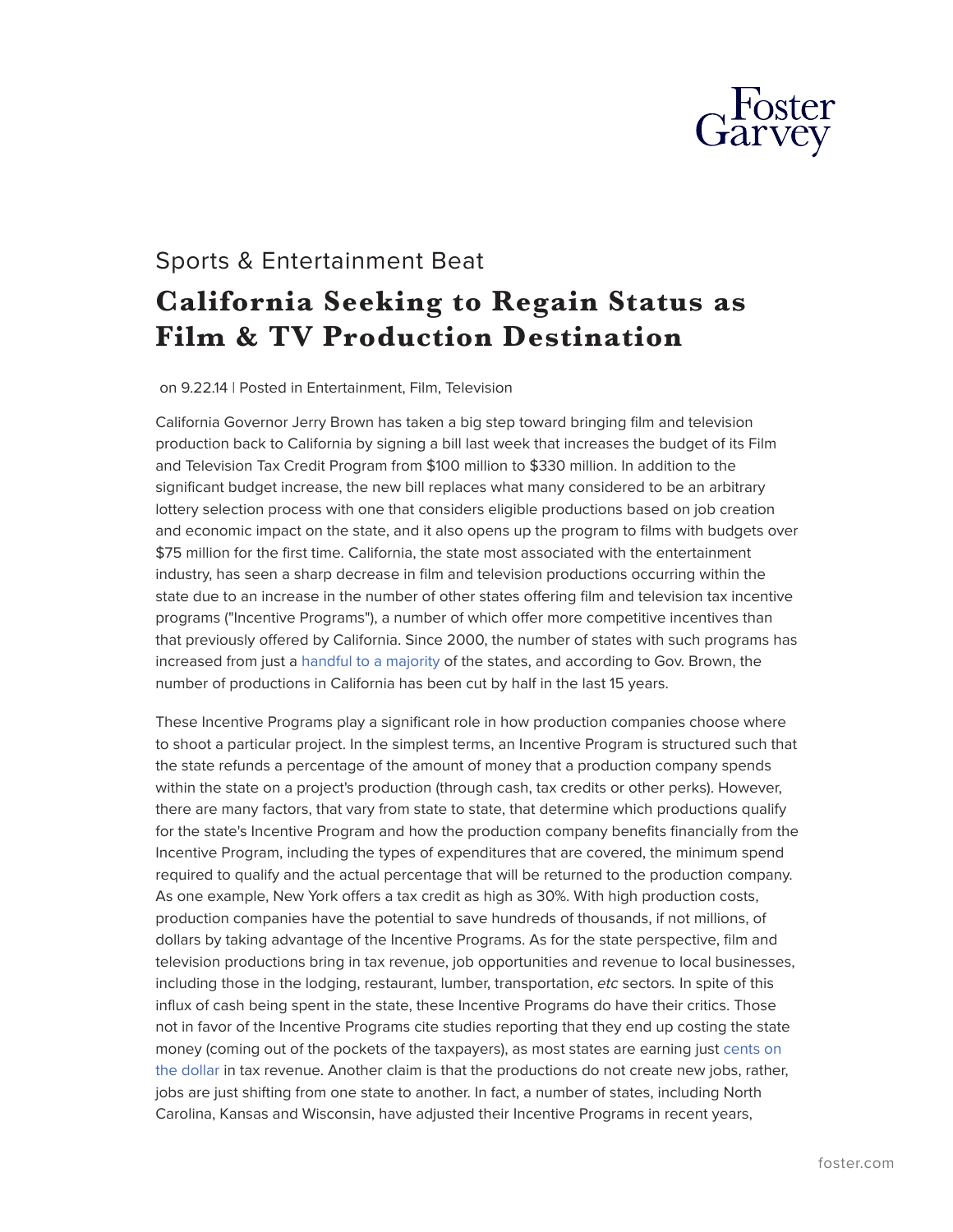Sports & Entertainment Beat

# California Seeking to Regain Status as Film & TV Production Destination

on 9.22.14 | Posted in Entertainment, Film, Television

California Governor Jerry Brown has taken a big step toward bringing film and television production back to California by signing a bill last week that increases the budget of its Film and Television Tax Credit Program from $100 million to $330 million. In addition to the significant budget increase, the new bill replaces what many considered to be an arbitrary lottery selection process with one that considers eligible productions based on job creation and economic impact on the state, and it also opens up the program to films with budgets over $75 million for the first time. California, the state most associated with the entertainment industry, has seen a sharp decrease in film and television productions occurring within the state due to an increase in the number of other states offering film and television tax incentive programs ("Incentive Programs"), a number of which offer more competitive incentives than that previously offered by California. Since 2000, the number of states with such programs has increased from just a handful to a majority of the states, and according to Gov. Brown, the number of productions in California has been cut by half in the last 15 years.

These Incentive Programs play a significant role in how production companies choose where to shoot a particular project. In the simplest terms, an Incentive Program is structured such that the state refunds a percentage of the amount of money that a production company spends within the state on a project's production (through cash, tax credits or other perks). However, there are many factors, that vary from state to state, that determine which productions qualify for the state's Incentive Program and how the production company benefits financially from the Incentive Program, including the types of expenditures that are covered, the minimum spend required to qualify and the actual percentage that will be returned to the production company. As one example, New York offers a tax credit as high as 30%. With high production costs, production companies have the potential to save hundreds of thousands, if not millions, of dollars by taking advantage of the Incentive Programs. As for the state perspective, film and television productions bring in tax revenue, job opportunities and revenue to local businesses, including those in the lodging, restaurant, lumber, transportation, *etc* sectors. In spite of this influx of cash being spent in the state, these Incentive Programs do have their critics. Those not in favor of the Incentive Programs cite studies reporting that they end up costing the state money (coming out of the pockets of the taxpayers), as most states are earning just cents on the dollar in tax revenue. Another claim is that the productions do not create new jobs, rather, jobs are just shifting from one state to another. In fact, a number of states, including North Carolina, Kansas and Wisconsin, have adjusted their Incentive Programs in recent years,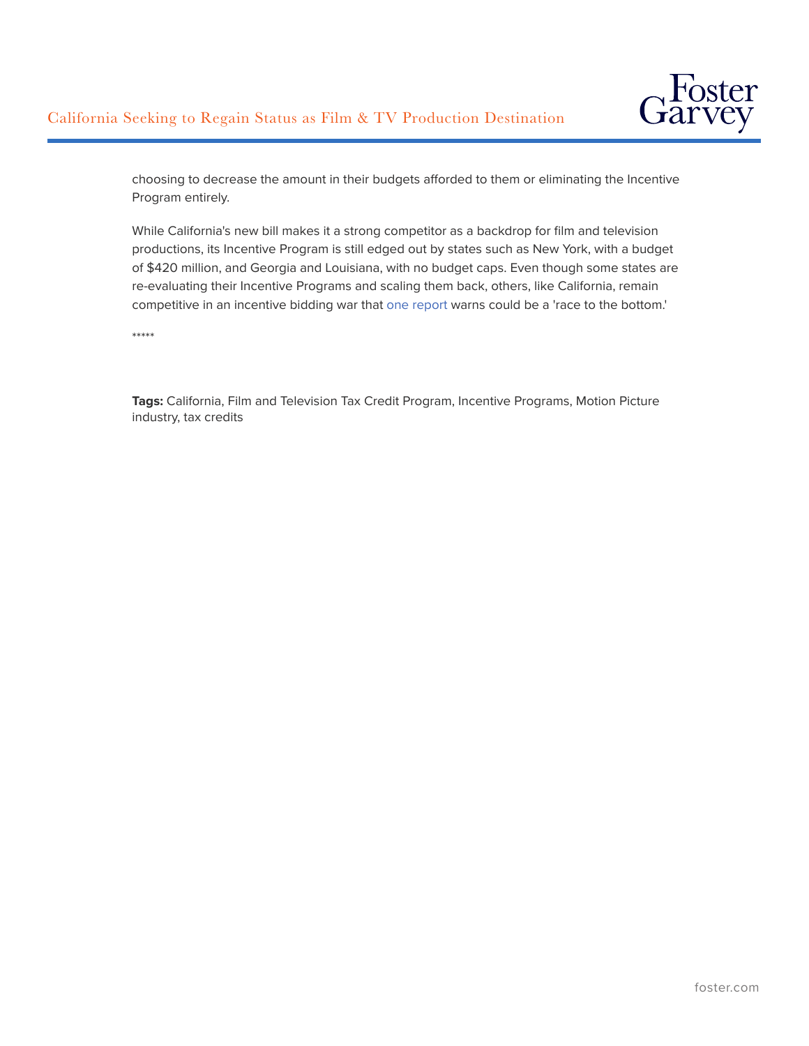choosing to decrease the amount in their budgets afforded to them or eliminating the Incentive Program entirely.

While California's new bill makes it a strong competitor as a backdrop for film and television productions, its Incentive Program is still edged out by states such as New York, with a budget of $420 million, and Georgia and Louisiana, with no budget caps. Even though some states are re-evaluating their Incentive Programs and scaling them back, others, like California, remain competitive in an incentive bidding war that one report warns could be a 'race to the bottom.'

*****

**Tags:** California, Film and Television Tax Credit Program, Incentive Programs, Motion Picture industry, tax credits